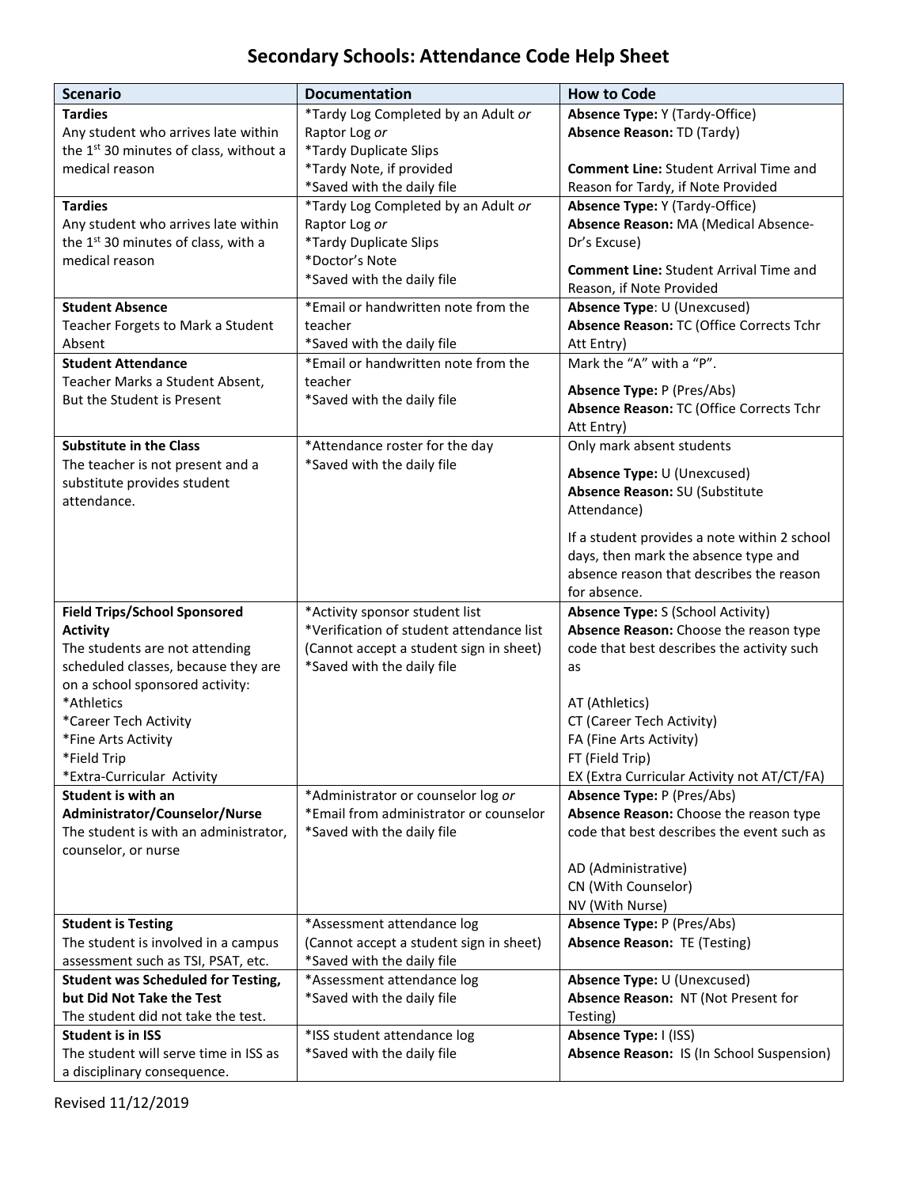# Secondary Schools: Attendance Code Help Sheet

| Scenario | Documentation | How to Code |
|---|---|---|
| **Tardies**<br>Any student who arrives late within the 1st 30 minutes of class, without a medical reason | *Tardy Log Completed by an Adult *or* Raptor Log *or*<br>*Tardy Duplicate Slips<br>*Tardy Note, if provided<br>*Saved with the daily file | **Absence Type:** Y (Tardy-Office)<br>**Absence Reason:** TD (Tardy)<br><br>**Comment Line:** Student Arrival Time and Reason for Tardy, if Note Provided |
| **Tardies**<br>Any student who arrives late within the 1st 30 minutes of class, with a medical reason | *Tardy Log Completed by an Adult *or* Raptor Log *or*<br>*Tardy Duplicate Slips<br>*Doctor's Note<br>*Saved with the daily file | **Absence Type:** Y (Tardy-Office)<br>**Absence Reason:** MA (Medical Absence-Dr's Excuse)<br><br>**Comment Line:** Student Arrival Time and Reason, if Note Provided |
| **Student Absence**<br>Teacher Forgets to Mark a Student Absent | *Email or handwritten note from the teacher<br>*Saved with the daily file | **Absence Type**: U (Unexcused)<br>**Absence Reason:** TC (Office Corrects Tchr Att Entry) |
| **Student Attendance**<br>Teacher Marks a Student Absent, But the Student is Present | *Email or handwritten note from the teacher<br>*Saved with the daily file | Mark the "A" with a "P".<br><br>**Absence Type:** P (Pres/Abs)<br>**Absence Reason:** TC (Office Corrects Tchr Att Entry) |
| **Substitute in the Class**<br>The teacher is not present and a substitute provides student attendance. | *Attendance roster for the day<br>*Saved with the daily file | Only mark absent students<br><br>**Absence Type:** U (Unexcused)<br>**Absence Reason:** SU (Substitute Attendance)<br><br>If a student provides a note within 2 school days, then mark the absence type and absence reason that describes the reason for absence. |
| **Field Trips/School Sponsored Activity**<br>The students are not attending scheduled classes, because they are on a school sponsored activity:<br>*Athletics<br>*Career Tech Activity<br>*Fine Arts Activity<br>*Field Trip<br>*Extra-Curricular Activity | *Activity sponsor student list<br>*Verification of student attendance list (Cannot accept a student sign in sheet)<br>*Saved with the daily file | **Absence Type:** S (School Activity)<br>**Absence Reason:** Choose the reason type code that best describes the activity such as<br><br>AT (Athletics)<br>CT (Career Tech Activity)<br>FA (Fine Arts Activity)<br>FT (Field Trip)<br>EX (Extra Curricular Activity not AT/CT/FA) |
| **Student is with an Administrator/Counselor/Nurse**<br>The student is with an administrator, counselor, or nurse | *Administrator or counselor log *or*<br>*Email from administrator or counselor<br>*Saved with the daily file | **Absence Type:** P (Pres/Abs)<br>**Absence Reason:** Choose the reason type code that best describes the event such as<br><br>AD (Administrative)<br>CN (With Counselor)<br>NV (With Nurse) |
| **Student is Testing**<br>The student is involved in a campus assessment such as TSI, PSAT, etc. | *Assessment attendance log (Cannot accept a student sign in sheet)<br>*Saved with the daily file | **Absence Type:** P (Pres/Abs)<br>**Absence Reason:** TE (Testing) |
| **Student was Scheduled for Testing, but Did Not Take the Test**<br>The student did not take the test. | *Assessment attendance log<br>*Saved with the daily file | **Absence Type:** U (Unexcused)<br>**Absence Reason:** NT (Not Present for Testing) |
| **Student is in ISS**<br>The student will serve time in ISS as a disciplinary consequence. | *ISS student attendance log<br>*Saved with the daily file | **Absence Type:** I (ISS)<br>**Absence Reason:** IS (In School Suspension) |

Revised 11/12/2019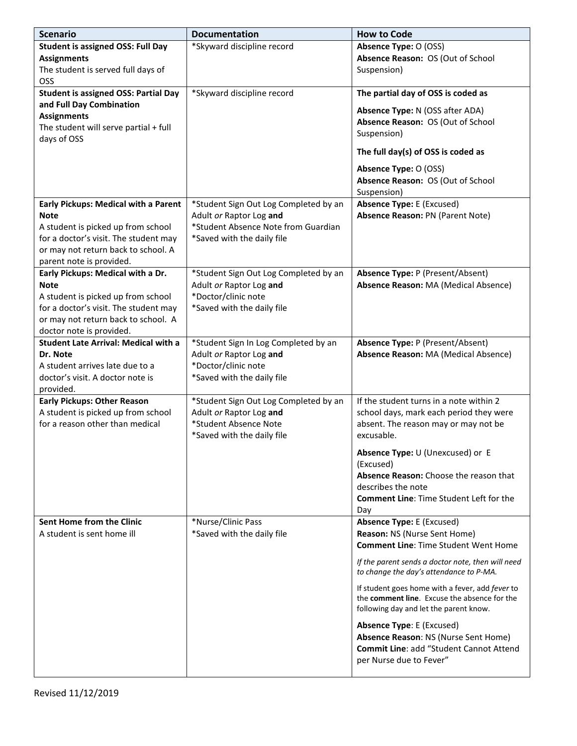| Scenario | Documentation | How to Code |
| --- | --- | --- |
| **Student is assigned OSS: Full Day Assignments**<br>The student is served full days of OSS | *Skyward discipline record | **Absence Type:** O (OSS)<br>**Absence Reason:** OS (Out of School Suspension) |
| **Student is assigned OSS: Partial Day and Full Day Combination Assignments**<br>The student will serve partial + full days of OSS | *Skyward discipline record | **The partial day of OSS is coded as**<br>**Absence Type:** N (OSS after ADA)<br>**Absence Reason:** OS (Out of School Suspension)<br>**The full day(s) of OSS is coded as**<br>**Absence Type:** O (OSS)<br>**Absence Reason:** OS (Out of School Suspension) |
| **Early Pickups: Medical with a Parent Note**<br>A student is picked up from school for a doctor's visit. The student may or may not return back to school. A parent note is provided. | *Student Sign Out Log Completed by an Adult *or* Raptor Log **and**<br>*Student Absence Note from Guardian<br>*Saved with the daily file | **Absence Type:** E (Excused)<br>**Absence Reason:** PN (Parent Note) |
| **Early Pickups: Medical with a Dr. Note**<br>A student is picked up from school for a doctor's visit. The student may or may not return back to school. A doctor note is provided. | *Student Sign Out Log Completed by an Adult *or* Raptor Log **and**<br>*Doctor/clinic note<br>*Saved with the daily file | **Absence Type:** P (Present/Absent)<br>**Absence Reason:** MA (Medical Absence) |
| **Student Late Arrival: Medical with a Dr. Note**<br>A student arrives late due to a doctor's visit. A doctor note is provided. | *Student Sign In Log Completed by an Adult *or* Raptor Log **and**<br>*Doctor/clinic note<br>*Saved with the daily file | **Absence Type:** P (Present/Absent)<br>**Absence Reason:** MA (Medical Absence) |
| **Early Pickups: Other Reason**<br>A student is picked up from school for a reason other than medical | *Student Sign Out Log Completed by an Adult *or* Raptor Log **and**<br>*Student Absence Note<br>*Saved with the daily file | If the student turns in a note within 2 school days, mark each period they were absent. The reason may or may not be excusable.<br>**Absence Type:** U (Unexcused) or E (Excused)<br>**Absence Reason:** Choose the reason that describes the note<br>**Comment Line**: Time Student Left for the Day |
| **Sent Home from the Clinic**<br>A student is sent home ill | *Nurse/Clinic Pass<br>*Saved with the daily file | **Absence Type:** E (Excused)<br>**Reason:** NS (Nurse Sent Home)<br>**Comment Line**: Time Student Went Home<br>*If the parent sends a doctor note, then will need to change the day's attendance to P-MA.*<br>If student goes home with a fever, add *fever* to the **comment line**. Excuse the absence for the following day and let the parent know.<br>**Absence Type**: E (Excused)<br>**Absence Reason**: NS (Nurse Sent Home)<br>**Commit Line**: add "Student Cannot Attend per Nurse due to Fever" |

Revised 11/12/2019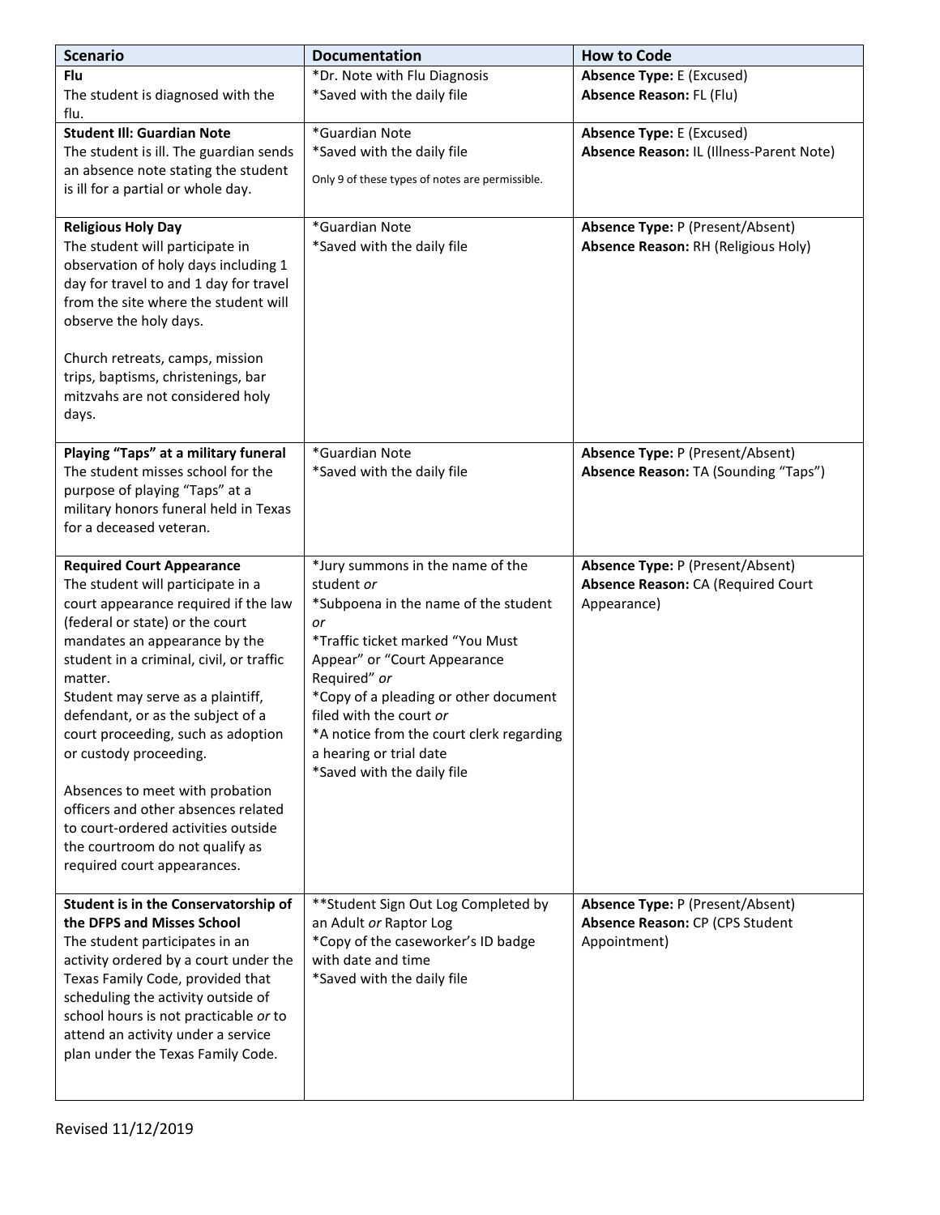| Scenario | Documentation | How to Code |
| --- | --- | --- |
| **Flu**<br>The student is diagnosed with the flu. | *Dr. Note with Flu Diagnosis<br>*Saved with the daily file | **Absence Type:** E (Excused)<br>**Absence Reason:** FL (Flu) |
| **Student Ill: Guardian Note**<br>The student is ill. The guardian sends an absence note stating the student is ill for a partial or whole day. | *Guardian Note<br>*Saved with the daily file<br>Only 9 of these types of notes are permissible. | **Absence Type:** E (Excused)<br>**Absence Reason:** IL (Illness-Parent Note) |
| **Religious Holy Day**<br>The student will participate in observation of holy days including 1 day for travel to and 1 day for travel from the site where the student will observe the holy days.<br><br>Church retreats, camps, mission trips, baptisms, christenings, bar mitzvahs are not considered holy days. | *Guardian Note<br>*Saved with the daily file | **Absence Type:** P (Present/Absent)<br>**Absence Reason:** RH (Religious Holy) |
| **Playing "Taps" at a military funeral**<br>The student misses school for the purpose of playing "Taps" at a military honors funeral held in Texas for a deceased veteran. | *Guardian Note<br>*Saved with the daily file | **Absence Type:** P (Present/Absent)<br>**Absence Reason:** TA (Sounding "Taps") |
| **Required Court Appearance**<br>The student will participate in a court appearance required if the law (federal or state) or the court mandates an appearance by the student in a criminal, civil, or traffic matter.<br>Student may serve as a plaintiff, defendant, or as the subject of a court proceeding, such as adoption or custody proceeding.<br><br>Absences to meet with probation officers and other absences related to court-ordered activities outside the courtroom do not qualify as required court appearances. | *Jury summons in the name of the student *or*<br>*Subpoena in the name of the student *or*<br>*Traffic ticket marked "You Must Appear" or "Court Appearance Required" *or*<br>*Copy of a pleading or other document filed with the court *or*<br>*A notice from the court clerk regarding a hearing or trial date<br>*Saved with the daily file | **Absence Type:** P (Present/Absent)<br>**Absence Reason:** CA (Required Court Appearance) |
| **Student is in the Conservatorship of the DFPS and Misses School**<br>The student participates in an activity ordered by a court under the Texas Family Code, provided that scheduling the activity outside of school hours is not practicable *or* to attend an activity under a service plan under the Texas Family Code. | **Student Sign Out Log Completed by an Adult *or* Raptor Log<br>*Copy of the caseworker's ID badge with date and time<br>*Saved with the daily file | **Absence Type:** P (Present/Absent)<br>**Absence Reason:** CP (CPS Student Appointment) |

Revised 11/12/2019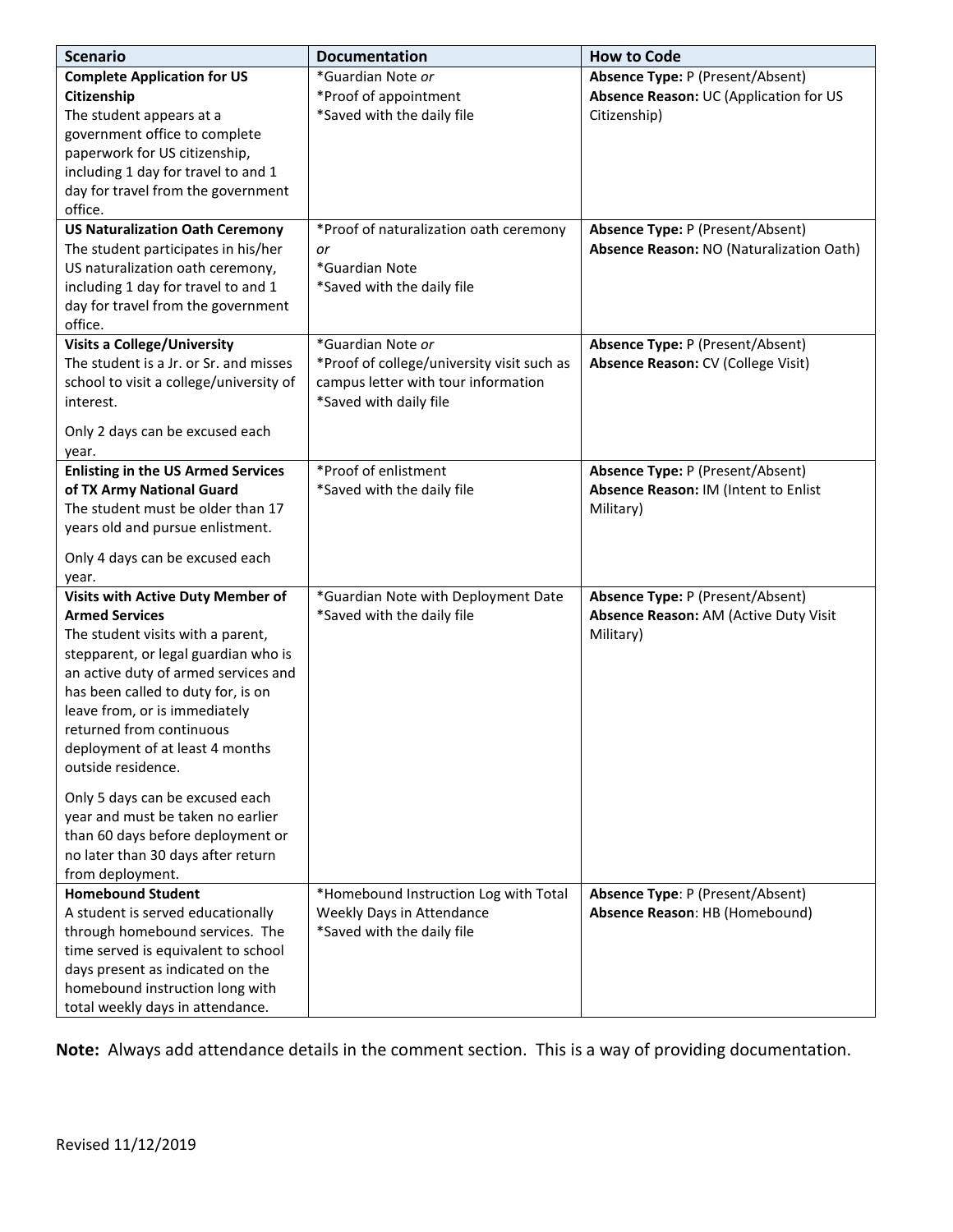| Scenario | Documentation | How to Code |
| --- | --- | --- |
| **Complete Application for US Citizenship** The student appears at a government office to complete paperwork for US citizenship, including 1 day for travel to and 1 day for travel from the government office. | *Guardian Note *or* *Proof of appointment *Saved with the daily file | **Absence Type:** P (Present/Absent) **Absence Reason:** UC (Application for US Citizenship) |
| **US Naturalization Oath Ceremony** The student participates in his/her US naturalization oath ceremony, including 1 day for travel to and 1 day for travel from the government office. | *Proof of naturalization oath ceremony *or* *Guardian Note *Saved with the daily file | **Absence Type:** P (Present/Absent) **Absence Reason:** NO (Naturalization Oath) |
| **Visits a College/University** The student is a Jr. or Sr. and misses school to visit a college/university of interest. Only 2 days can be excused each year. | *Guardian Note *or* *Proof of college/university visit such as campus letter with tour information *Saved with daily file | **Absence Type:** P (Present/Absent) **Absence Reason:** CV (College Visit) |
| **Enlisting in the US Armed Services of TX Army National Guard** The student must be older than 17 years old and pursue enlistment. Only 4 days can be excused each year. | *Proof of enlistment *Saved with the daily file | **Absence Type:** P (Present/Absent) **Absence Reason:** IM (Intent to Enlist Military) |
| **Visits with Active Duty Member of Armed Services** The student visits with a parent, stepparent, or legal guardian who is an active duty of armed services and has been called to duty for, is on leave from, or is immediately returned from continuous deployment of at least 4 months outside residence. Only 5 days can be excused each year and must be taken no earlier than 60 days before deployment or no later than 30 days after return from deployment. | *Guardian Note with Deployment Date *Saved with the daily file | **Absence Type:** P (Present/Absent) **Absence Reason:** AM (Active Duty Visit Military) |
| **Homebound Student** A student is served educationally through homebound services. The time served is equivalent to school days present as indicated on the homebound instruction long with total weekly days in attendance. | *Homebound Instruction Log with Total Weekly Days in Attendance *Saved with the daily file | **Absence Type**: P (Present/Absent) **Absence Reason**: HB (Homebound) |

**Note:** Always add attendance details in the comment section. This is a way of providing documentation.

Revised 11/12/2019